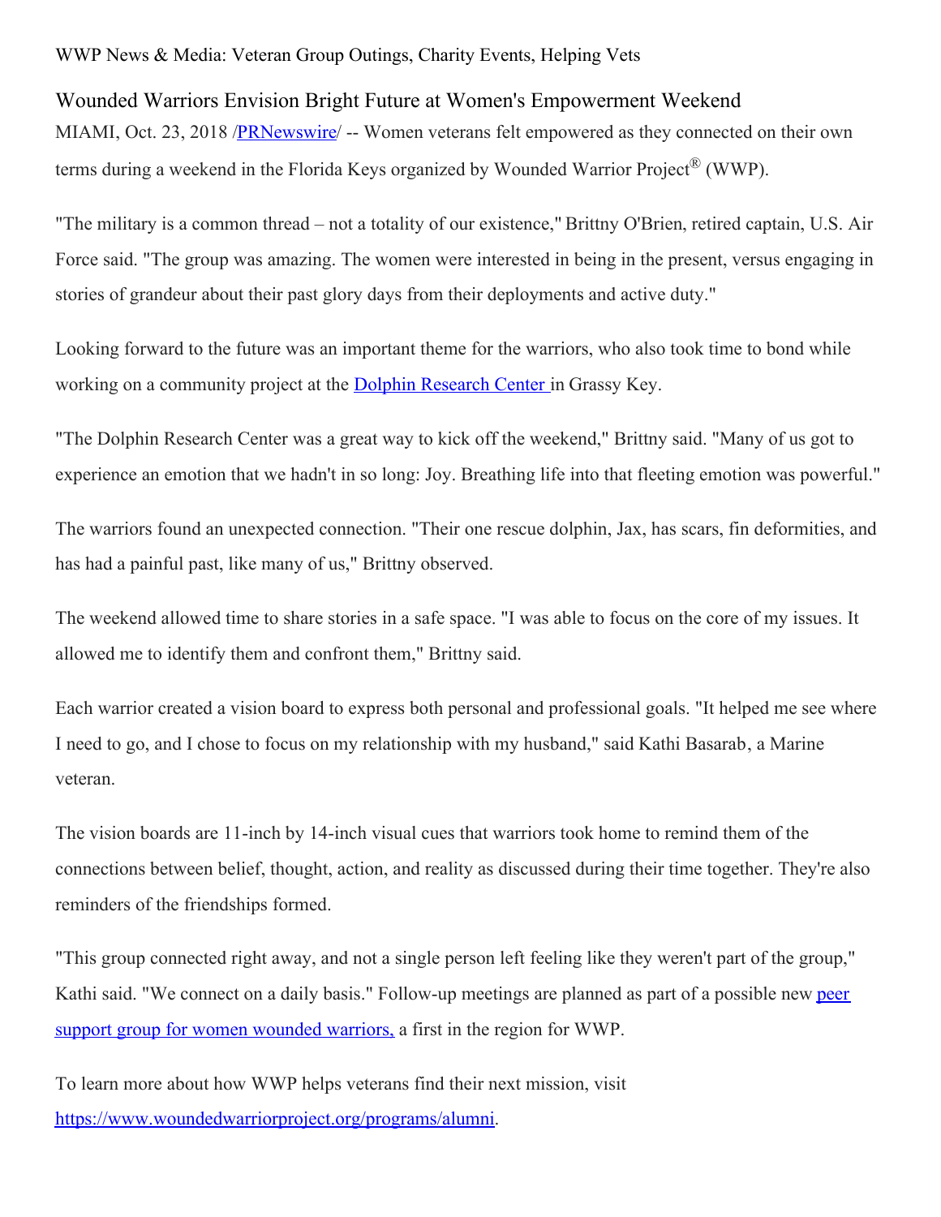WWP News & Media: Veteran Group Outings, Charity Events, Helping Vets

# Wounded Warriors Envision Bright Future at Women's Empowerment Weekend

MIAMI, Oct. 23, 2018 /PRNewswire/ -- Women veterans felt empowered as they connected on their own terms during a weekend in the Florida Keys organized by Wounded Warrior Project® (WWP).

"The military is a common thread – not a totality of our existence," Brittny O'Brien, retired captain, U.S. Air Force said. "The group was amazing. The women were interested in being in the present, versus engaging in stories of grandeur about their past glory days from their deployments and active duty."

Looking forward to the future was an important theme for the warriors, who also took time to bond while working on a community project at the Dolphin Research Center in Grassy Key.

"The Dolphin Research Center was a great way to kick off the weekend," Brittny said. "Many of us got to experience an emotion that we hadn't in so long: Joy. Breathing life into that fleeting emotion was powerful."

The warriors found an unexpected connection. "Their one rescue dolphin, Jax, has scars, fin deformities, and has had a painful past, like many of us," Brittny observed.

The weekend allowed time to share stories in a safe space. "I was able to focus on the core of my issues. It allowed me to identify them and confront them," Brittny said.

Each warrior created a vision board to express both personal and professional goals. "It helped me see where I need to go, and I chose to focus on my relationship with my husband," said Kathi Basarab, a Marine veteran.

The vision boards are 11-inch by 14-inch visual cues that warriors took home to remind them of the connections between belief, thought, action, and reality as discussed during their time together. They're also reminders of the friendships formed.

"This group connected right away, and not a single person left feeling like they weren't part of the group," Kathi said. "We connect on a daily basis." Follow-up meetings are planned as part of a possible new peer support group for women wounded warriors, a first in the region for WWP.

To learn more about how WWP helps veterans find their next mission, visit https://www.woundedwarriorproject.org/programs/alumni.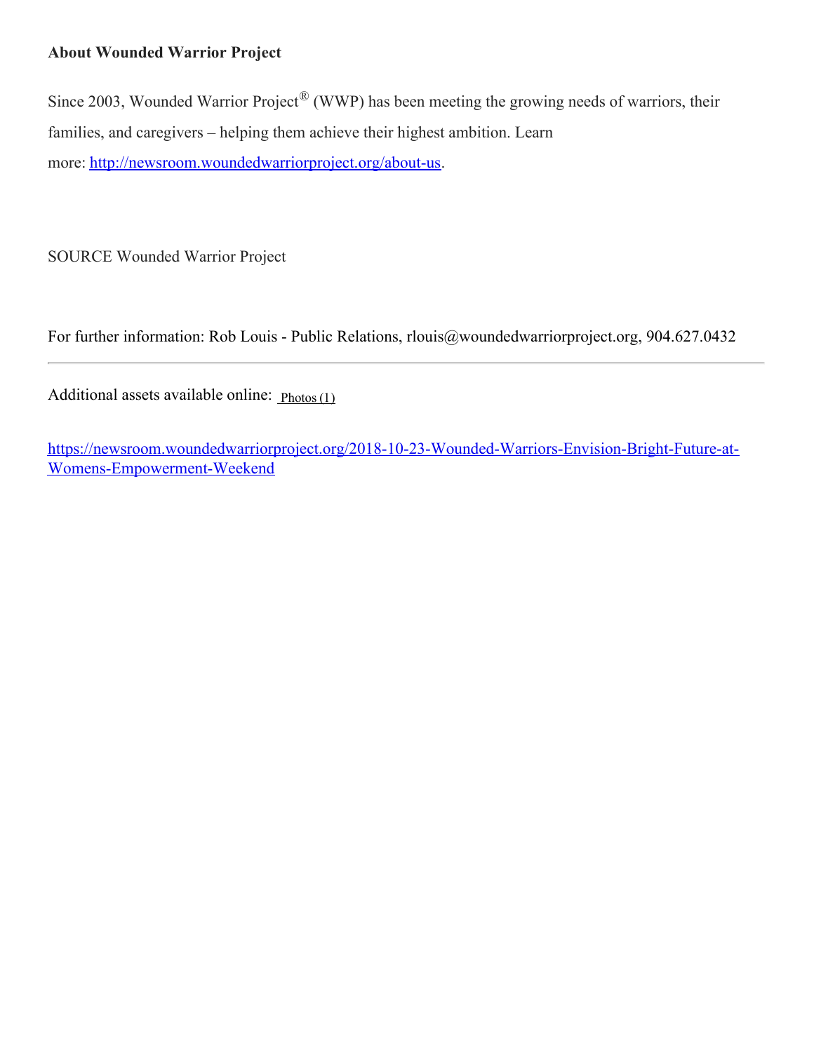**About Wounded Warrior Project**

Since 2003, Wounded Warrior Project® (WWP) has been meeting the growing needs of warriors, their families, and caregivers – helping them achieve their highest ambition. Learn more: [http://newsroom.woundedwarriorproject.org/about-us](http://newsroom.woundedwarriorproject.org/about-us).

SOURCE Wounded Warrior Project

For further information: Rob Louis - Public Relations, rlouis@woundedwarriorproject.org, 904.627.0432

---

Additional assets available online: Photos (1)

[https://newsroom.woundedwarriorproject.org/2018-10-23-Wounded-Warriors-Envision-Bright-Future-at-Womens-Empowerment-Weekend](https://newsroom.woundedwarriorproject.org/2018-10-23-Wounded-Warriors-Envision-Bright-Future-at-Womens-Empowerment-Weekend)